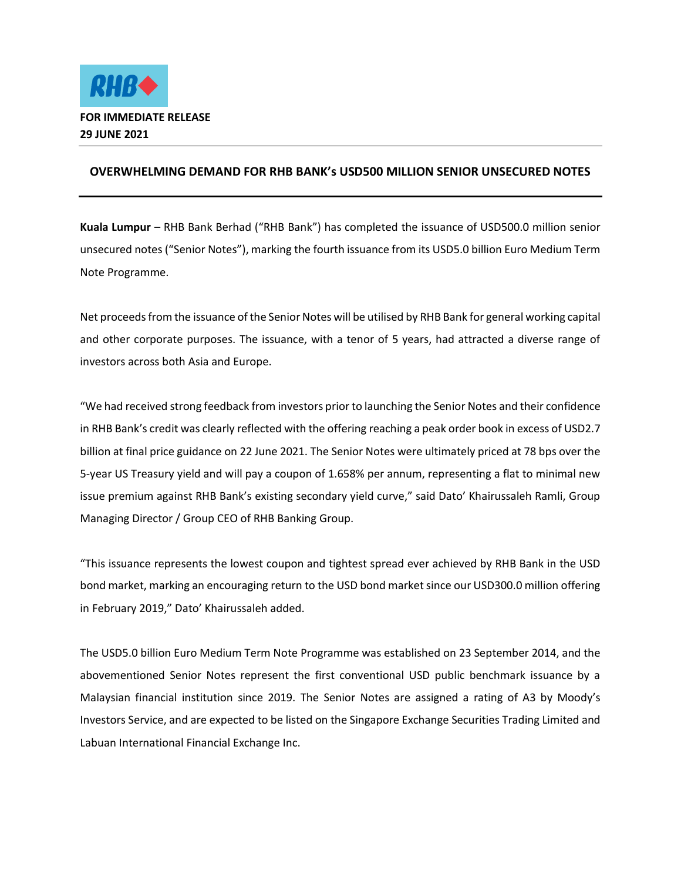**FOR IMMEDIATE RELEASE**
**29 JUNE 2021**

# OVERWHELMING DEMAND FOR RHB BANK's USD500 MILLION SENIOR UNSECURED NOTES

**Kuala Lumpur** – RHB Bank Berhad ("RHB Bank") has completed the issuance of USD500.0 million senior unsecured notes ("Senior Notes"), marking the fourth issuance from its USD5.0 billion Euro Medium Term Note Programme.

Net proceeds from the issuance of the Senior Notes will be utilised by RHB Bank for general working capital and other corporate purposes. The issuance, with a tenor of 5 years, had attracted a diverse range of investors across both Asia and Europe.

"We had received strong feedback from investors prior to launching the Senior Notes and their confidence in RHB Bank's credit was clearly reflected with the offering reaching a peak order book in excess of USD2.7 billion at final price guidance on 22 June 2021. The Senior Notes were ultimately priced at 78 bps over the 5-year US Treasury yield and will pay a coupon of 1.658% per annum, representing a flat to minimal new issue premium against RHB Bank's existing secondary yield curve," said Dato' Khairussaleh Ramli, Group Managing Director / Group CEO of RHB Banking Group.

"This issuance represents the lowest coupon and tightest spread ever achieved by RHB Bank in the USD bond market, marking an encouraging return to the USD bond market since our USD300.0 million offering in February 2019," Dato' Khairussaleh added.

The USD5.0 billion Euro Medium Term Note Programme was established on 23 September 2014, and the abovementioned Senior Notes represent the first conventional USD public benchmark issuance by a Malaysian financial institution since 2019. The Senior Notes are assigned a rating of A3 by Moody's Investors Service, and are expected to be listed on the Singapore Exchange Securities Trading Limited and Labuan International Financial Exchange Inc.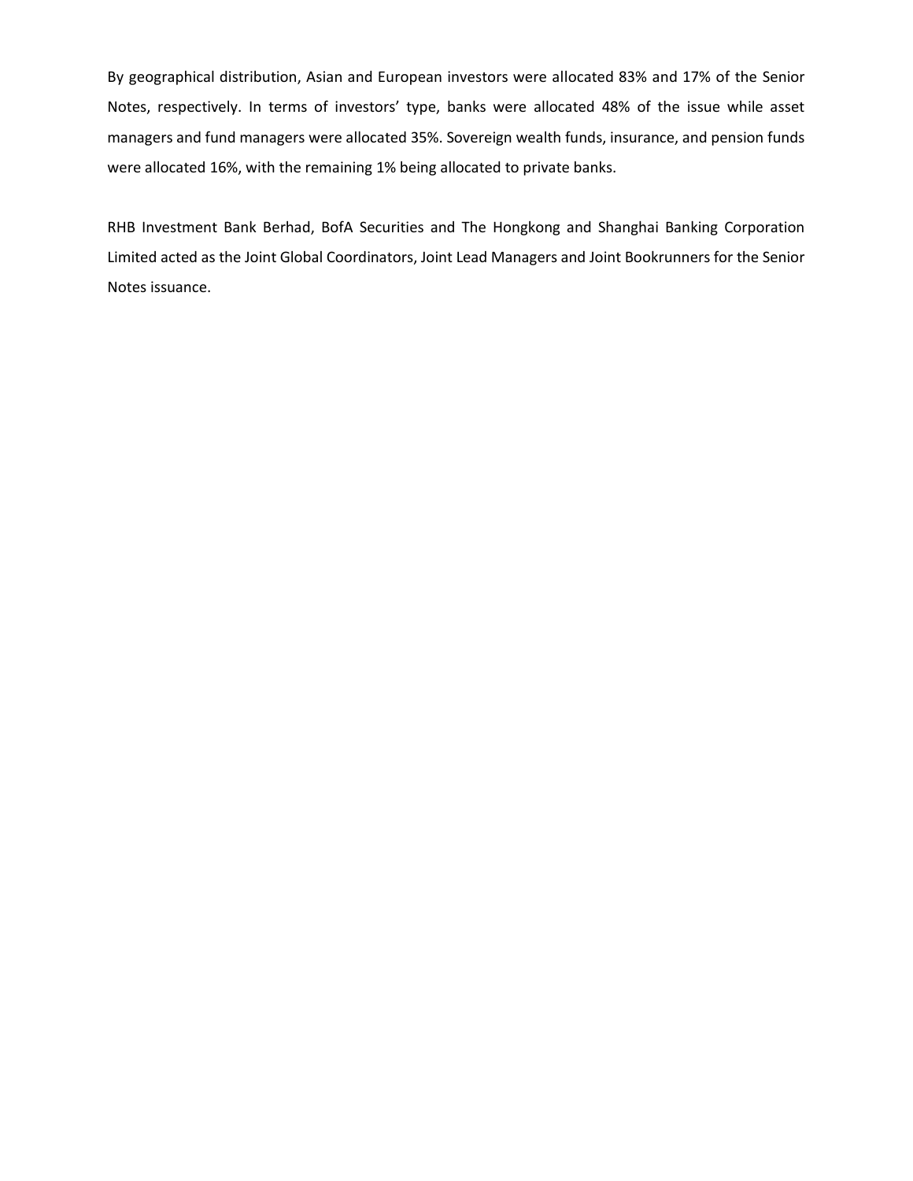By geographical distribution, Asian and European investors were allocated 83% and 17% of the Senior Notes, respectively. In terms of investors' type, banks were allocated 48% of the issue while asset managers and fund managers were allocated 35%. Sovereign wealth funds, insurance, and pension funds were allocated 16%, with the remaining 1% being allocated to private banks.

RHB Investment Bank Berhad, BofA Securities and The Hongkong and Shanghai Banking Corporation Limited acted as the Joint Global Coordinators, Joint Lead Managers and Joint Bookrunners for the Senior Notes issuance.